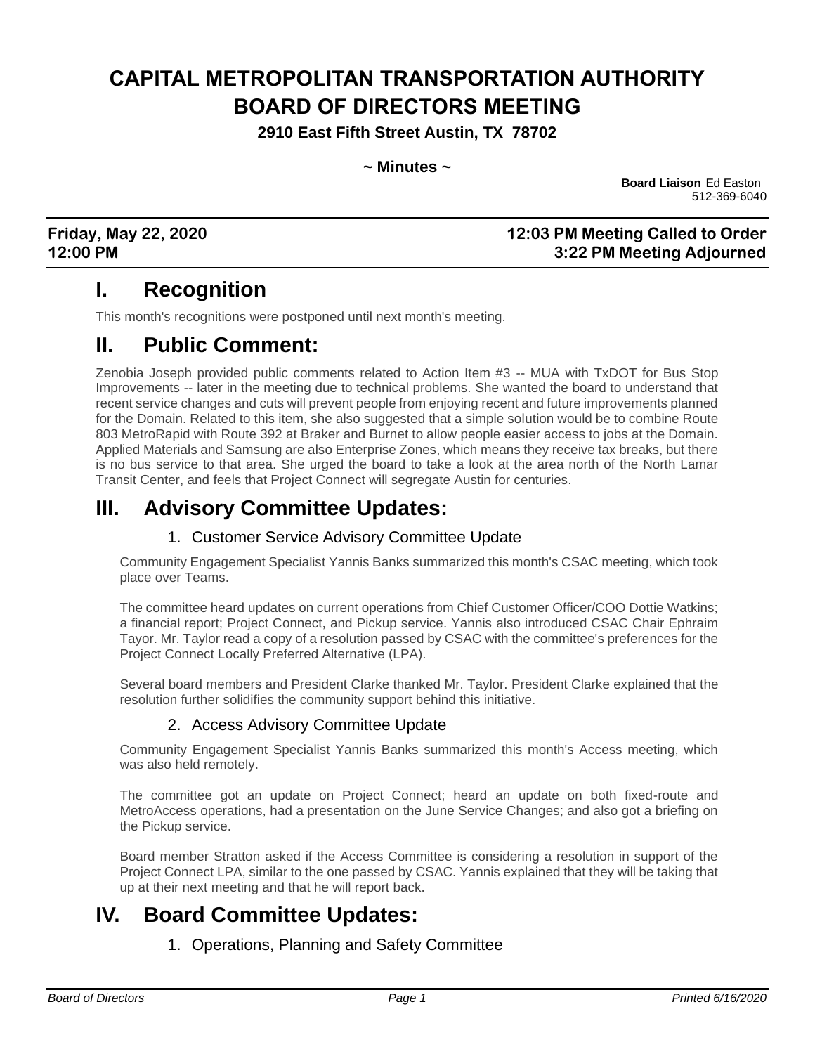# CAPITAL METROPOLITAN TRANSPORTATION AUTHORITY BOARD OF DIRECTORS MEETING

**2910 East Fifth Street Austin, TX 78702**

**~ Minutes ~**

**Board Liaison** Ed Easton
512-369-6040

**Friday, May 22, 2020** **12:03 PM Meeting Called to Order**
**12:00 PM** **3:22 PM Meeting Adjourned**

# I. Recognition

This month's recognitions were postponed until next month's meeting.

# II. Public Comment:

Zenobia Joseph provided public comments related to Action Item #3 -- MUA with TxDOT for Bus Stop Improvements -- later in the meeting due to technical problems. She wanted the board to understand that recent service changes and cuts will prevent people from enjoying recent and future improvements planned for the Domain. Related to this item, she also suggested that a simple solution would be to combine Route 803 MetroRapid with Route 392 at Braker and Burnet to allow people easier access to jobs at the Domain. Applied Materials and Samsung are also Enterprise Zones, which means they receive tax breaks, but there is no bus service to that area. She urged the board to take a look at the area north of the North Lamar Transit Center, and feels that Project Connect will segregate Austin for centuries.

# III. Advisory Committee Updates:

## 1. Customer Service Advisory Committee Update

Community Engagement Specialist Yannis Banks summarized this month's CSAC meeting, which took place over Teams.

The committee heard updates on current operations from Chief Customer Officer/COO Dottie Watkins; a financial report; Project Connect, and Pickup service. Yannis also introduced CSAC Chair Ephraim Tayor. Mr. Taylor read a copy of a resolution passed by CSAC with the committee's preferences for the Project Connect Locally Preferred Alternative (LPA).

Several board members and President Clarke thanked Mr. Taylor. President Clarke explained that the resolution further solidifies the community support behind this initiative.

## 2. Access Advisory Committee Update

Community Engagement Specialist Yannis Banks summarized this month's Access meeting, which was also held remotely.

The committee got an update on Project Connect; heard an update on both fixed-route and MetroAccess operations, had a presentation on the June Service Changes; and also got a briefing on the Pickup service.

Board member Stratton asked if the Access Committee is considering a resolution in support of the Project Connect LPA, similar to the one passed by CSAC. Yannis explained that they will be taking that up at their next meeting and that he will report back.

# IV. Board Committee Updates:

## 1. Operations, Planning and Safety Committee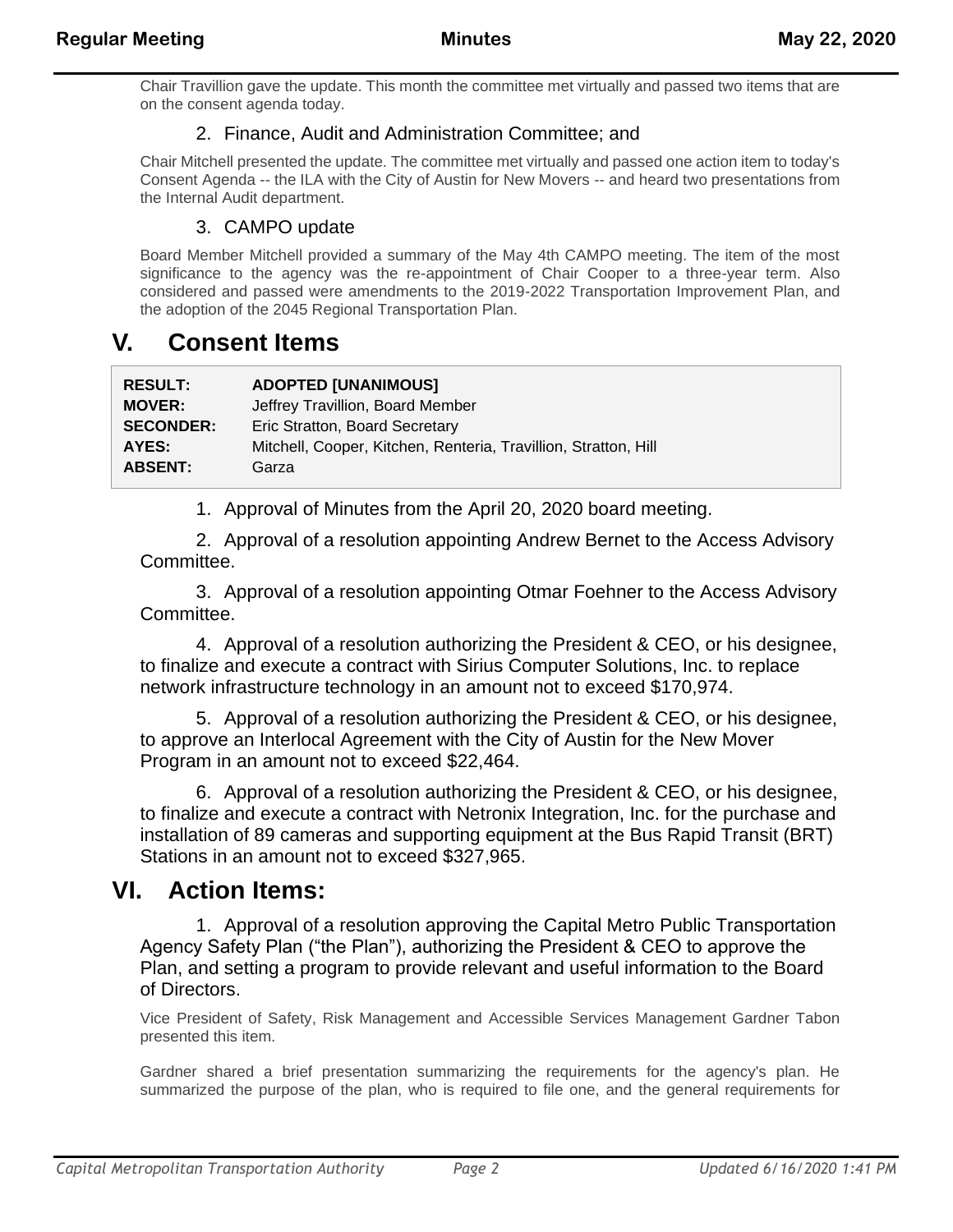Chair Travillion gave the update. This month the committee met virtually and passed two items that are on the consent agenda today.

2. Finance, Audit and Administration Committee; and

Chair Mitchell presented the update. The committee met virtually and passed one action item to today's Consent Agenda -- the ILA with the City of Austin for New Movers -- and heard two presentations from the Internal Audit department.

3. CAMPO update

Board Member Mitchell provided a summary of the May 4th CAMPO meeting. The item of the most significance to the agency was the re-appointment of Chair Cooper to a three-year term. Also considered and passed were amendments to the 2019-2022 Transportation Improvement Plan, and the adoption of the 2045 Regional Transportation Plan.

# V. Consent Items

| | |
|---|---|
| **RESULT:** | **ADOPTED [UNANIMOUS]** |
| **MOVER:** | Jeffrey Travillion, Board Member |
| **SECONDER:** | Eric Stratton, Board Secretary |
| **AYES:** | Mitchell, Cooper, Kitchen, Renteria, Travillion, Stratton, Hill |
| **ABSENT:** | Garza |

1. Approval of Minutes from the April 20, 2020 board meeting.

2. Approval of a resolution appointing Andrew Bernet to the Access Advisory Committee.

3. Approval of a resolution appointing Otmar Foehner to the Access Advisory Committee.

4. Approval of a resolution authorizing the President & CEO, or his designee, to finalize and execute a contract with Sirius Computer Solutions, Inc. to replace network infrastructure technology in an amount not to exceed $170,974.

5. Approval of a resolution authorizing the President & CEO, or his designee, to approve an Interlocal Agreement with the City of Austin for the New Mover Program in an amount not to exceed $22,464.

6. Approval of a resolution authorizing the President & CEO, or his designee, to finalize and execute a contract with Netronix Integration, Inc. for the purchase and installation of 89 cameras and supporting equipment at the Bus Rapid Transit (BRT) Stations in an amount not to exceed $327,965.

# VI. Action Items:

1. Approval of a resolution approving the Capital Metro Public Transportation Agency Safety Plan ("the Plan"), authorizing the President & CEO to approve the Plan, and setting a program to provide relevant and useful information to the Board of Directors.

Vice President of Safety, Risk Management and Accessible Services Management Gardner Tabon presented this item.

Gardner shared a brief presentation summarizing the requirements for the agency's plan. He summarized the purpose of the plan, who is required to file one, and the general requirements for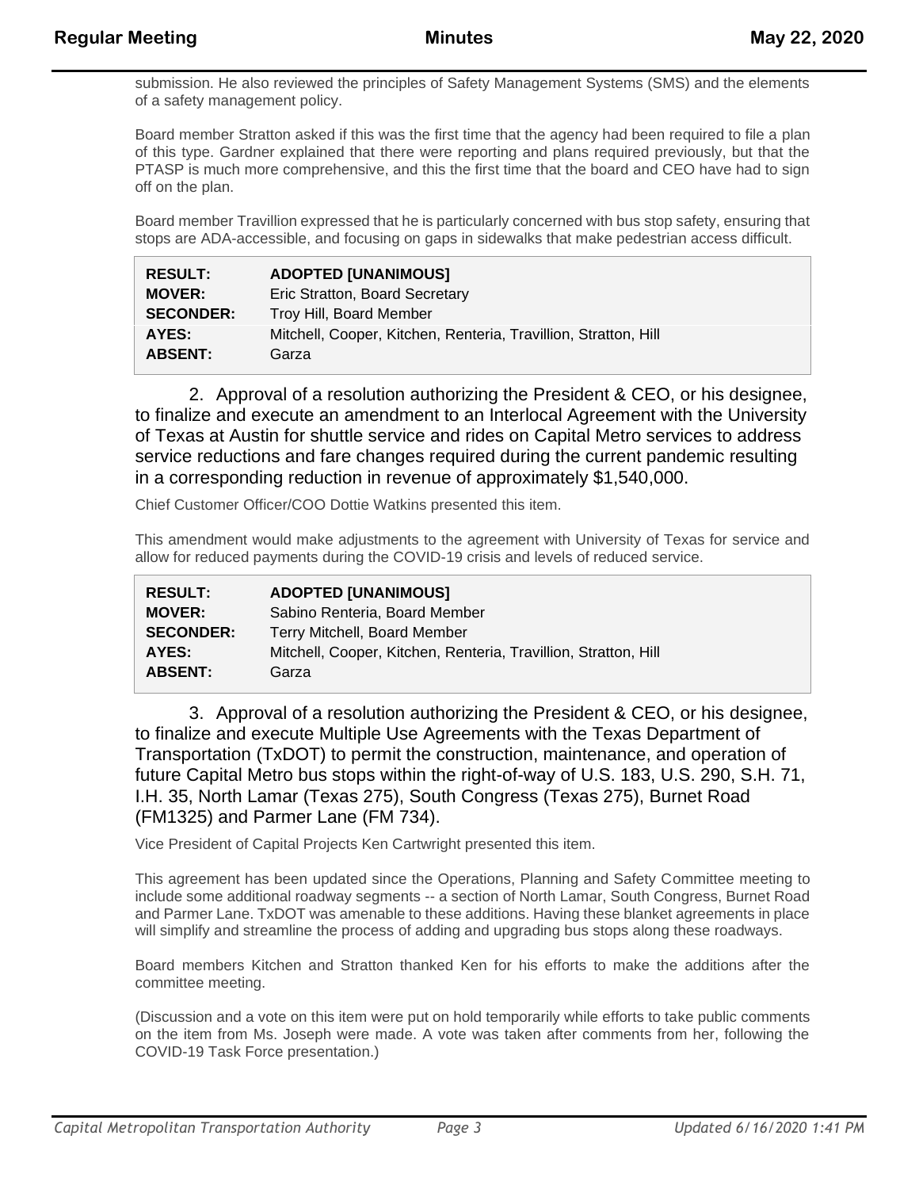submission. He also reviewed the principles of Safety Management Systems (SMS) and the elements of a safety management policy.

Board member Stratton asked if this was the first time that the agency had been required to file a plan of this type. Gardner explained that there were reporting and plans required previously, but that the PTASP is much more comprehensive, and this the first time that the board and CEO have had to sign off on the plan.

Board member Travillion expressed that he is particularly concerned with bus stop safety, ensuring that stops are ADA-accessible, and focusing on gaps in sidewalks that make pedestrian access difficult.

| | |
|---|---|
| **RESULT:** | **ADOPTED [UNANIMOUS]** |
| **MOVER:** | Eric Stratton, Board Secretary |
| **SECONDER:** | Troy Hill, Board Member |
| **AYES:** | Mitchell, Cooper, Kitchen, Renteria, Travillion, Stratton, Hill |
| **ABSENT:** | Garza |

2. Approval of a resolution authorizing the President & CEO, or his designee, to finalize and execute an amendment to an Interlocal Agreement with the University of Texas at Austin for shuttle service and rides on Capital Metro services to address service reductions and fare changes required during the current pandemic resulting in a corresponding reduction in revenue of approximately $1,540,000.

Chief Customer Officer/COO Dottie Watkins presented this item.

This amendment would make adjustments to the agreement with University of Texas for service and allow for reduced payments during the COVID-19 crisis and levels of reduced service.

| | |
|---|---|
| **RESULT:** | **ADOPTED [UNANIMOUS]** |
| **MOVER:** | Sabino Renteria, Board Member |
| **SECONDER:** | Terry Mitchell, Board Member |
| **AYES:** | Mitchell, Cooper, Kitchen, Renteria, Travillion, Stratton, Hill |
| **ABSENT:** | Garza |

3. Approval of a resolution authorizing the President & CEO, or his designee, to finalize and execute Multiple Use Agreements with the Texas Department of Transportation (TxDOT) to permit the construction, maintenance, and operation of future Capital Metro bus stops within the right-of-way of U.S. 183, U.S. 290, S.H. 71, I.H. 35, North Lamar (Texas 275), South Congress (Texas 275), Burnet Road (FM1325) and Parmer Lane (FM 734).

Vice President of Capital Projects Ken Cartwright presented this item.

This agreement has been updated since the Operations, Planning and Safety Committee meeting to include some additional roadway segments -- a section of North Lamar, South Congress, Burnet Road and Parmer Lane. TxDOT was amenable to these additions. Having these blanket agreements in place will simplify and streamline the process of adding and upgrading bus stops along these roadways.

Board members Kitchen and Stratton thanked Ken for his efforts to make the additions after the committee meeting.

(Discussion and a vote on this item were put on hold temporarily while efforts to take public comments on the item from Ms. Joseph were made. A vote was taken after comments from her, following the COVID-19 Task Force presentation.)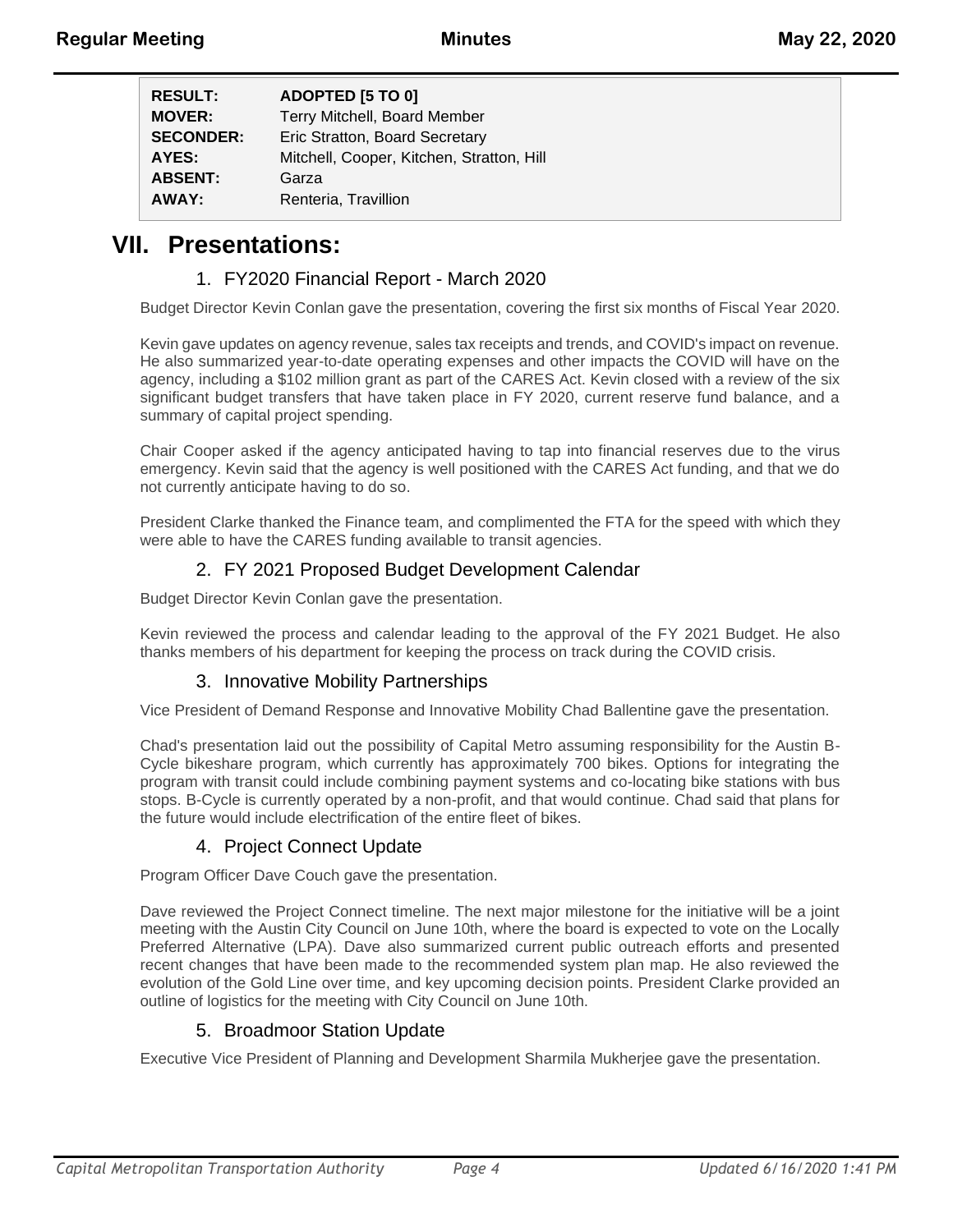| | |
|---|---|
| **RESULT:** | **ADOPTED [5 TO 0]** |
| **MOVER:** | Terry Mitchell, Board Member |
| **SECONDER:** | Eric Stratton, Board Secretary |
| **AYES:** | Mitchell, Cooper, Kitchen, Stratton, Hill |
| **ABSENT:** | Garza |
| **AWAY:** | Renteria, Travillion |

# VII. Presentations:

## 1. FY2020 Financial Report - March 2020

Budget Director Kevin Conlan gave the presentation, covering the first six months of Fiscal Year 2020.

Kevin gave updates on agency revenue, sales tax receipts and trends, and COVID's impact on revenue. He also summarized year-to-date operating expenses and other impacts the COVID will have on the agency, including a $102 million grant as part of the CARES Act. Kevin closed with a review of the six significant budget transfers that have taken place in FY 2020, current reserve fund balance, and a summary of capital project spending.

Chair Cooper asked if the agency anticipated having to tap into financial reserves due to the virus emergency. Kevin said that the agency is well positioned with the CARES Act funding, and that we do not currently anticipate having to do so.

President Clarke thanked the Finance team, and complimented the FTA for the speed with which they were able to have the CARES funding available to transit agencies.

## 2. FY 2021 Proposed Budget Development Calendar

Budget Director Kevin Conlan gave the presentation.

Kevin reviewed the process and calendar leading to the approval of the FY 2021 Budget. He also thanks members of his department for keeping the process on track during the COVID crisis.

## 3. Innovative Mobility Partnerships

Vice President of Demand Response and Innovative Mobility Chad Ballentine gave the presentation.

Chad's presentation laid out the possibility of Capital Metro assuming responsibility for the Austin B-Cycle bikeshare program, which currently has approximately 700 bikes. Options for integrating the program with transit could include combining payment systems and co-locating bike stations with bus stops. B-Cycle is currently operated by a non-profit, and that would continue. Chad said that plans for the future would include electrification of the entire fleet of bikes.

## 4. Project Connect Update

Program Officer Dave Couch gave the presentation.

Dave reviewed the Project Connect timeline. The next major milestone for the initiative will be a joint meeting with the Austin City Council on June 10th, where the board is expected to vote on the Locally Preferred Alternative (LPA). Dave also summarized current public outreach efforts and presented recent changes that have been made to the recommended system plan map. He also reviewed the evolution of the Gold Line over time, and key upcoming decision points. President Clarke provided an outline of logistics for the meeting with City Council on June 10th.

## 5. Broadmoor Station Update

Executive Vice President of Planning and Development Sharmila Mukherjee gave the presentation.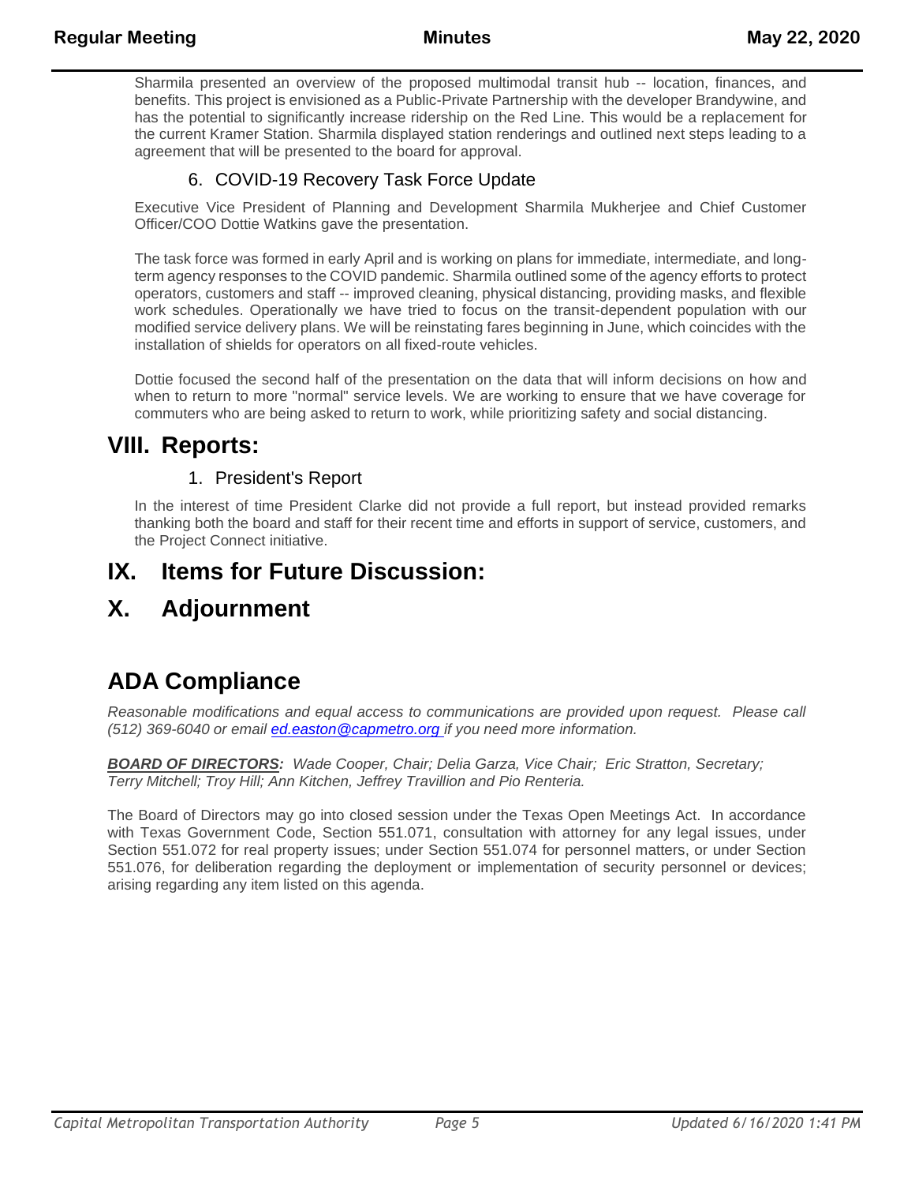Sharmila presented an overview of the proposed multimodal transit hub -- location, finances, and benefits. This project is envisioned as a Public-Private Partnership with the developer Brandywine, and has the potential to significantly increase ridership on the Red Line. This would be a replacement for the current Kramer Station. Sharmila displayed station renderings and outlined next steps leading to a agreement that will be presented to the board for approval.

### 6. COVID-19 Recovery Task Force Update

Executive Vice President of Planning and Development Sharmila Mukherjee and Chief Customer Officer/COO Dottie Watkins gave the presentation.

The task force was formed in early April and is working on plans for immediate, intermediate, and long-term agency responses to the COVID pandemic. Sharmila outlined some of the agency efforts to protect operators, customers and staff -- improved cleaning, physical distancing, providing masks, and flexible work schedules. Operationally we have tried to focus on the transit-dependent population with our modified service delivery plans. We will be reinstating fares beginning in June, which coincides with the installation of shields for operators on all fixed-route vehicles.

Dottie focused the second half of the presentation on the data that will inform decisions on how and when to return to more "normal" service levels. We are working to ensure that we have coverage for commuters who are being asked to return to work, while prioritizing safety and social distancing.

# VIII. Reports:

### 1. President's Report

In the interest of time President Clarke did not provide a full report, but instead provided remarks thanking both the board and staff for their recent time and efforts in support of service, customers, and the Project Connect initiative.

# IX. Items for Future Discussion:

# X. Adjournment

# ADA Compliance

*Reasonable modifications and equal access to communications are provided upon request. Please call (512) 369-6040 or email ed.easton@capmetro.org if you need more information.*

***BOARD OF DIRECTORS:*** *Wade Cooper, Chair; Delia Garza, Vice Chair; Eric Stratton, Secretary; Terry Mitchell; Troy Hill; Ann Kitchen, Jeffrey Travillion and Pio Renteria.*

The Board of Directors may go into closed session under the Texas Open Meetings Act. In accordance with Texas Government Code, Section 551.071, consultation with attorney for any legal issues, under Section 551.072 for real property issues; under Section 551.074 for personnel matters, or under Section 551.076, for deliberation regarding the deployment or implementation of security personnel or devices; arising regarding any item listed on this agenda.